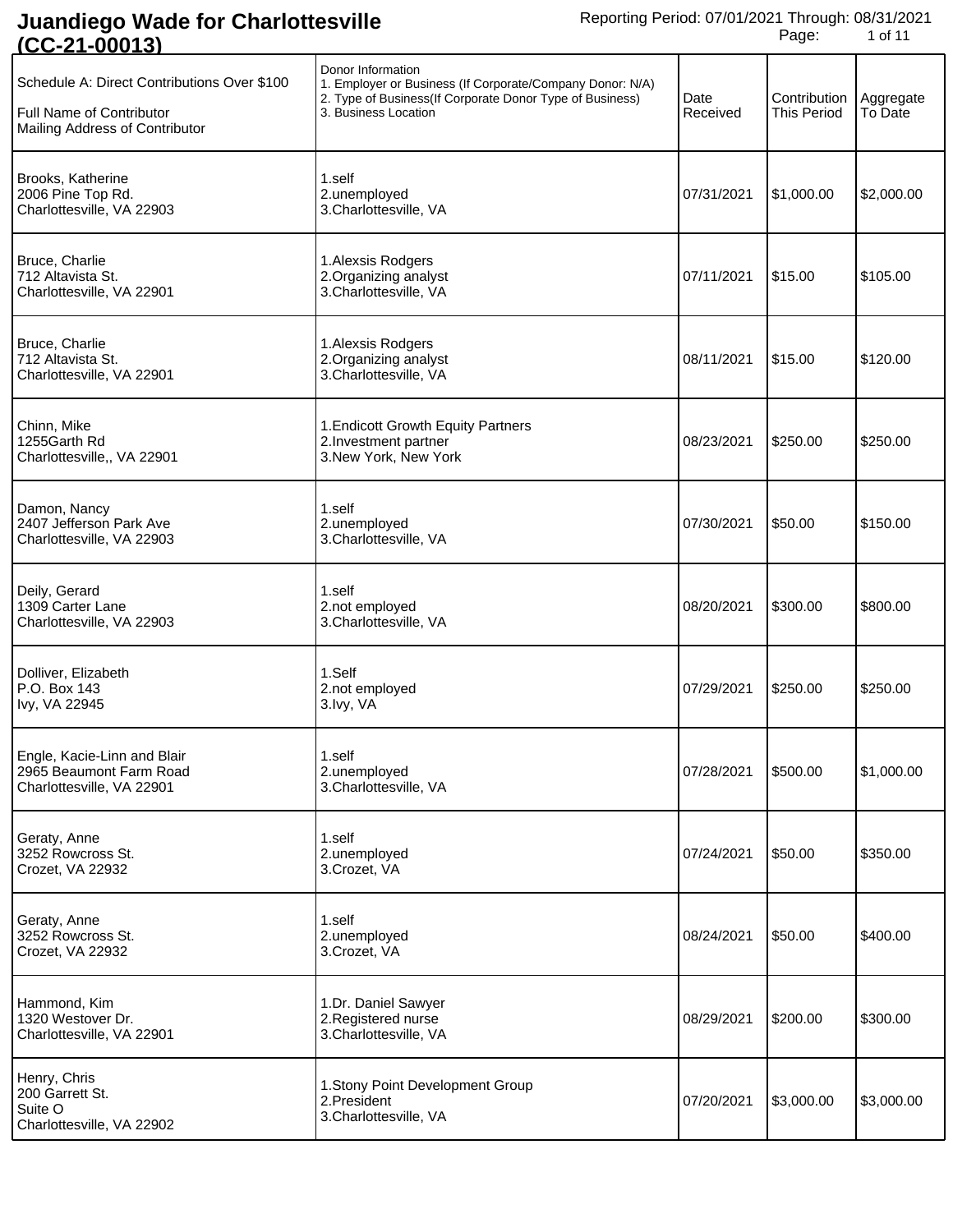# Juandiego Wade for Charlottesville (CC-21-00013)

Reporting Period: 07/01/2021 Through: 08/31/2021

| Schedule A: Direct Contributions Over $100<br>Full Name of Contributor<br>Mailing Address of Contributor | Donor Information<br>1. Employer or Business (If Corporate/Company Donor: N/A)<br>2. Type of Business(If Corporate Donor Type of Business)<br>3. Business Location | Date Received | Contribution This Period | Aggregate To Date |
|---|---|---|---|---|
| Brooks, Katherine<br>2006 Pine Top Rd.<br>Charlottesville, VA 22903 | 1.self<br>2.unemployed<br>3.Charlottesville, VA | 07/31/2021 | $1,000.00 | $2,000.00 |
| Bruce, Charlie<br>712 Altavista St.<br>Charlottesville, VA 22901 | 1.Alexsis Rodgers<br>2.Organizing analyst<br>3.Charlottesville, VA | 07/11/2021 | $15.00 | $105.00 |
| Bruce, Charlie<br>712 Altavista St.<br>Charlottesville, VA 22901 | 1.Alexsis Rodgers<br>2.Organizing analyst<br>3.Charlottesville, VA | 08/11/2021 | $15.00 | $120.00 |
| Chinn, Mike<br>1255Garth Rd<br>Charlottesville,, VA 22901 | 1.Endicott Growth Equity Partners<br>2.Investment partner<br>3.New York, New York | 08/23/2021 | $250.00 | $250.00 |
| Damon, Nancy<br>2407 Jefferson Park Ave<br>Charlottesville, VA 22903 | 1.self<br>2.unemployed<br>3.Charlottesville, VA | 07/30/2021 | $50.00 | $150.00 |
| Deily, Gerard<br>1309 Carter Lane<br>Charlottesville, VA 22903 | 1.self<br>2.not employed<br>3.Charlottesville, VA | 08/20/2021 | $300.00 | $800.00 |
| Dolliver, Elizabeth<br>P.O. Box 143<br>Ivy, VA 22945 | 1.Self<br>2.not employed<br>3.Ivy, VA | 07/29/2021 | $250.00 | $250.00 |
| Engle, Kacie-Linn and Blair<br>2965 Beaumont Farm Road<br>Charlottesville, VA 22901 | 1.self<br>2.unemployed<br>3.Charlottesville, VA | 07/28/2021 | $500.00 | $1,000.00 |
| Geraty, Anne<br>3252 Rowcross St.<br>Crozet, VA 22932 | 1.self<br>2.unemployed<br>3.Crozet, VA | 07/24/2021 | $50.00 | $350.00 |
| Geraty, Anne<br>3252 Rowcross St.<br>Crozet, VA 22932 | 1.self<br>2.unemployed<br>3.Crozet, VA | 08/24/2021 | $50.00 | $400.00 |
| Hammond, Kim<br>1320 Westover Dr.<br>Charlottesville, VA 22901 | 1.Dr. Daniel Sawyer<br>2.Registered nurse<br>3.Charlottesville, VA | 08/29/2021 | $200.00 | $300.00 |
| Henry, Chris<br>200 Garrett St.<br>Suite O<br>Charlottesville, VA 22902 | 1.Stony Point Development Group<br>2.President<br>3.Charlottesville, VA | 07/20/2021 | $3,000.00 | $3,000.00 |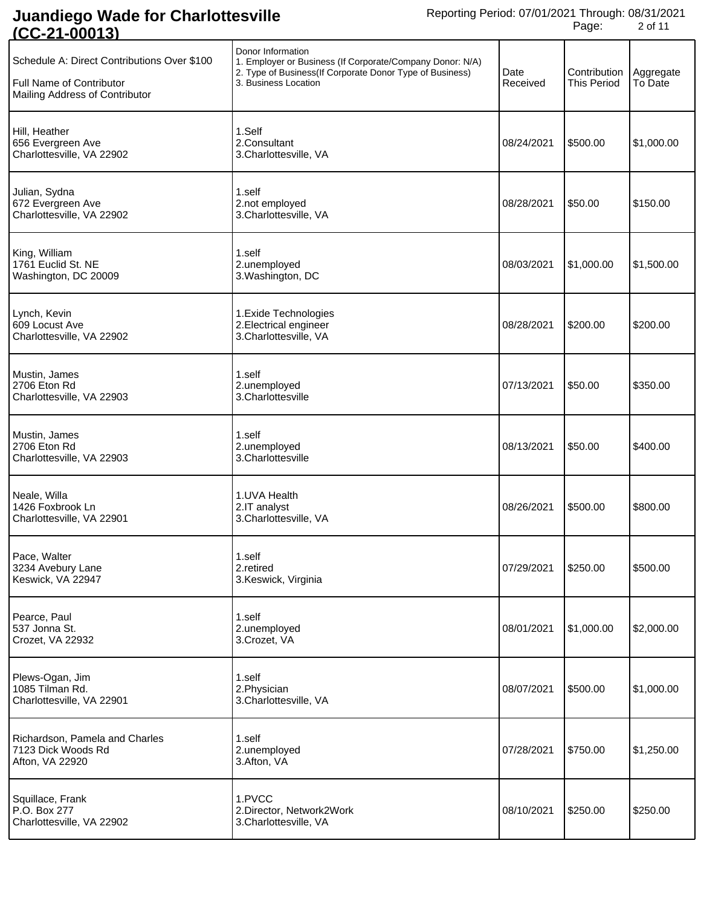# Juandiego Wade for Charlottesville (CC-21-00013)

Reporting Period: 07/01/2021 Through: 08/31/2021

| Schedule A: Direct Contributions Over $100<br>Full Name of Contributor<br>Mailing Address of Contributor | Donor Information<br>1. Employer or Business (If Corporate/Company Donor: N/A)<br>2. Type of Business(If Corporate Donor Type of Business)<br>3. Business Location | Date Received | Contribution This Period | Aggregate To Date |
|---|---|---|---|---|
| Hill, Heather<br>656 Evergreen Ave<br>Charlottesville, VA 22902 | 1.Self<br>2.Consultant<br>3.Charlottesville, VA | 08/24/2021 | $500.00 | $1,000.00 |
| Julian, Sydna<br>672 Evergreen Ave<br>Charlottesville, VA 22902 | 1.self<br>2.not employed<br>3.Charlottesville, VA | 08/28/2021 | $50.00 | $150.00 |
| King, William<br>1761 Euclid St. NE<br>Washington, DC 20009 | 1.self<br>2.unemployed<br>3.Washington, DC | 08/03/2021 | $1,000.00 | $1,500.00 |
| Lynch, Kevin<br>609 Locust Ave<br>Charlottesville, VA 22902 | 1.Exide Technologies<br>2.Electrical engineer<br>3.Charlottesville, VA | 08/28/2021 | $200.00 | $200.00 |
| Mustin, James<br>2706 Eton Rd<br>Charlottesville, VA 22903 | 1.self<br>2.unemployed<br>3.Charlottesville | 07/13/2021 | $50.00 | $350.00 |
| Mustin, James<br>2706 Eton Rd<br>Charlottesville, VA 22903 | 1.self<br>2.unemployed<br>3.Charlottesville | 08/13/2021 | $50.00 | $400.00 |
| Neale, Willa<br>1426 Foxbrook Ln<br>Charlottesville, VA 22901 | 1.UVA Health<br>2.IT analyst<br>3.Charlottesville, VA | 08/26/2021 | $500.00 | $800.00 |
| Pace, Walter<br>3234 Avebury Lane<br>Keswick, VA 22947 | 1.self<br>2.retired<br>3.Keswick, Virginia | 07/29/2021 | $250.00 | $500.00 |
| Pearce, Paul<br>537 Jonna St.<br>Crozet, VA 22932 | 1.self<br>2.unemployed<br>3.Crozet, VA | 08/01/2021 | $1,000.00 | $2,000.00 |
| Plews-Ogan, Jim<br>1085 Tilman Rd.<br>Charlottesville, VA 22901 | 1.self<br>2.Physician<br>3.Charlottesville, VA | 08/07/2021 | $500.00 | $1,000.00 |
| Richardson, Pamela and Charles<br>7123 Dick Woods Rd<br>Afton, VA 22920 | 1.self<br>2.unemployed<br>3.Afton, VA | 07/28/2021 | $750.00 | $1,250.00 |
| Squillace, Frank<br>P.O. Box 277<br>Charlottesville, VA 22902 | 1.PVCC<br>2.Director, Network2Work<br>3.Charlottesville, VA | 08/10/2021 | $250.00 | $250.00 |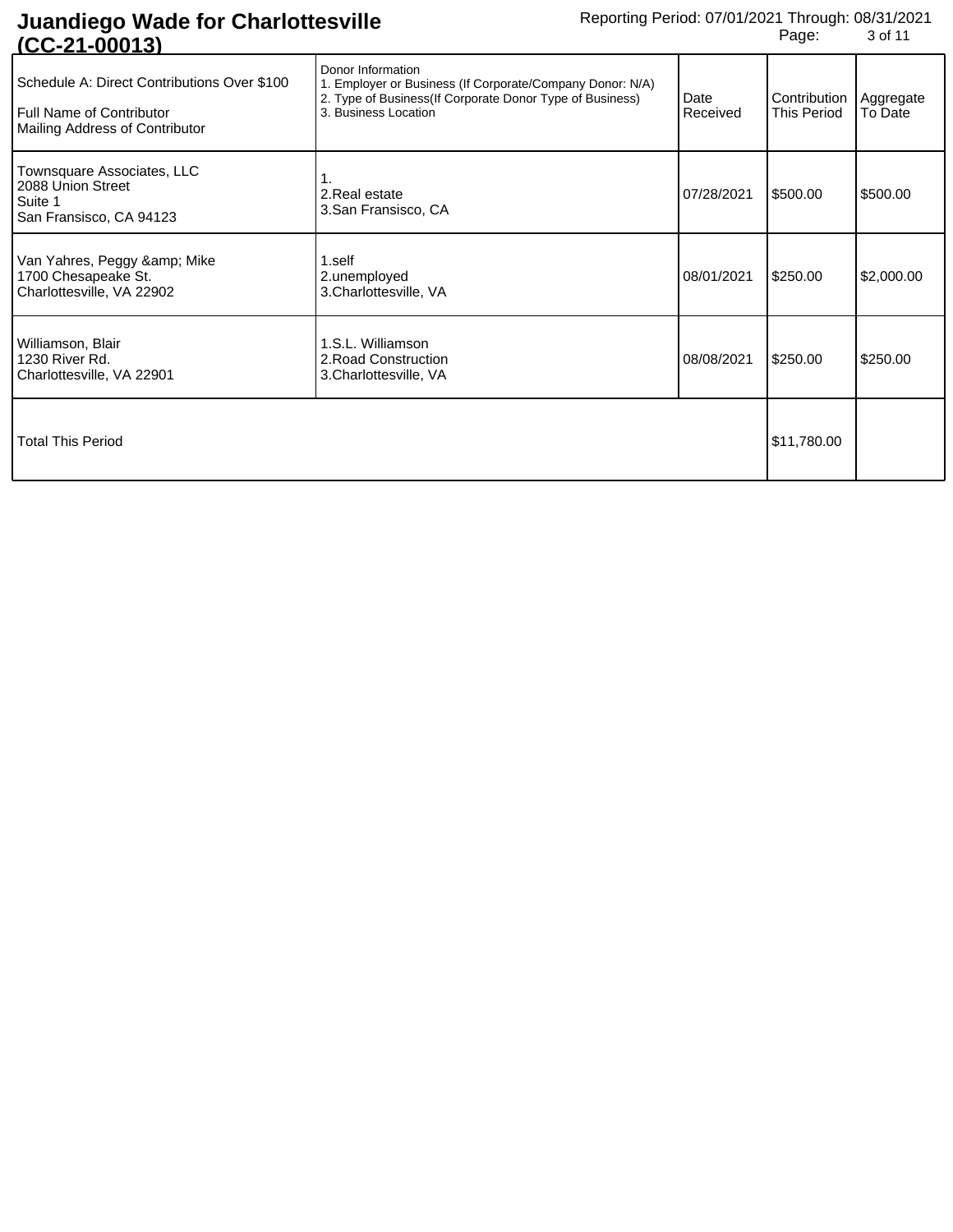# Juandiego Wade for Charlottesville (CC-21-00013)

Reporting Period: 07/01/2021 Through: 08/31/2021

| Schedule A: Direct Contributions Over $100<br><br>Full Name of Contributor<br>Mailing Address of Contributor | Donor Information<br>1. Employer or Business (If Corporate/Company Donor: N/A)<br>2. Type of Business(If Corporate Donor Type of Business)<br>3. Business Location | Date Received | Contribution This Period | Aggregate To Date |
|---|---|---|---|---|
| Townsquare Associates, LLC<br>2088 Union Street<br>Suite 1<br>San Fransisco, CA 94123 | 1.<br>2.Real estate<br>3.San Fransisco, CA | 07/28/2021 | $500.00 | $500.00 |
| Van Yahres, Peggy &amp; Mike<br>1700 Chesapeake St.<br>Charlottesville, VA 22902 | 1.self<br>2.unemployed<br>3.Charlottesville, VA | 08/01/2021 | $250.00 | $2,000.00 |
| Williamson, Blair<br>1230 River Rd.<br>Charlottesville, VA 22901 | 1.S.L. Williamson<br>2.Road Construction<br>3.Charlottesville, VA | 08/08/2021 | $250.00 | $250.00 |
| Total This Period | | | $11,780.00 | |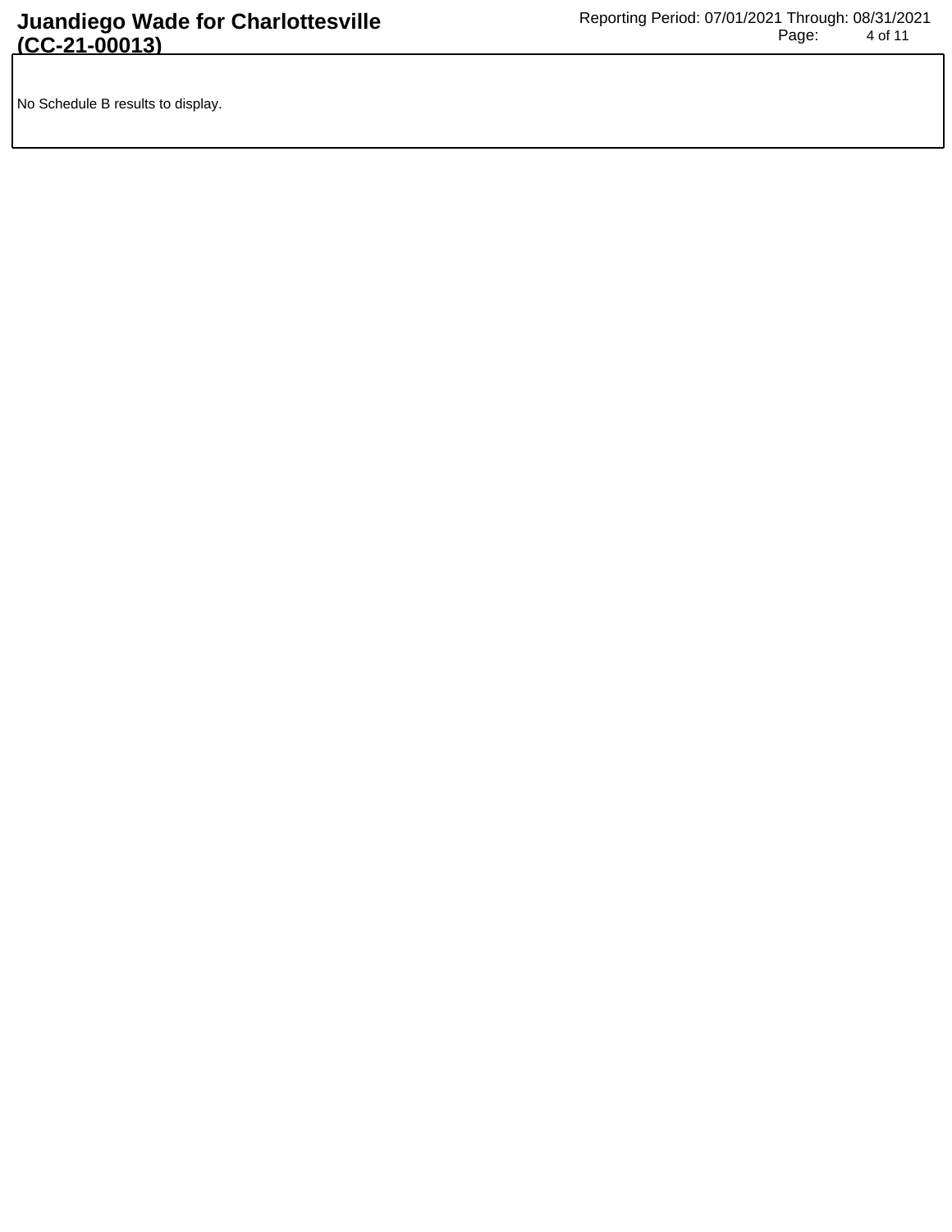No Schedule B results to display.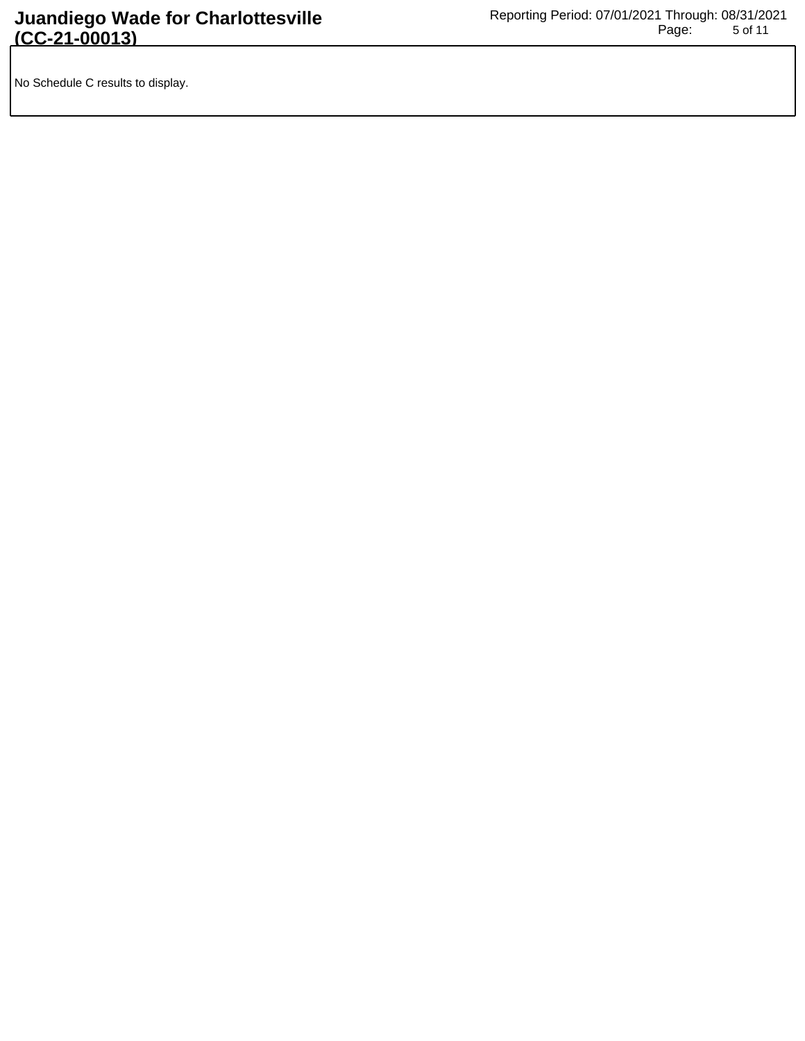No Schedule C results to display.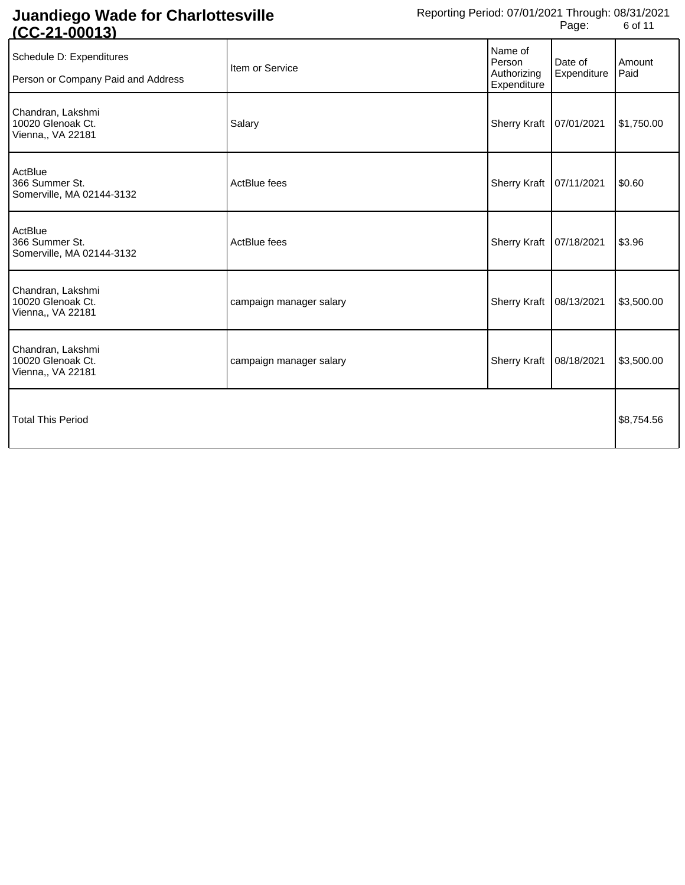# Juandiego Wade for Charlottesville (CC-21-00013)

Reporting Period: 07/01/2021 Through: 08/31/2021

| Schedule D: Expenditures<br>Person or Company Paid and Address | Item or Service | Name of Person Authorizing Expenditure | Date of Expenditure | Amount Paid |
|---|---|---|---|---|
| Chandran, Lakshmi<br>10020 Glenoak Ct.<br>Vienna,, VA 22181 | Salary | Sherry Kraft | 07/01/2021 | $1,750.00 |
| ActBlue<br>366 Summer St.<br>Somerville, MA 02144-3132 | ActBlue fees | Sherry Kraft | 07/11/2021 | $0.60 |
| ActBlue<br>366 Summer St.<br>Somerville, MA 02144-3132 | ActBlue fees | Sherry Kraft | 07/18/2021 | $3.96 |
| Chandran, Lakshmi<br>10020 Glenoak Ct.<br>Vienna,, VA 22181 | campaign manager salary | Sherry Kraft | 08/13/2021 | $3,500.00 |
| Chandran, Lakshmi<br>10020 Glenoak Ct.<br>Vienna,, VA 22181 | campaign manager salary | Sherry Kraft | 08/18/2021 | $3,500.00 |
| Total This Period | | | | $8,754.56 |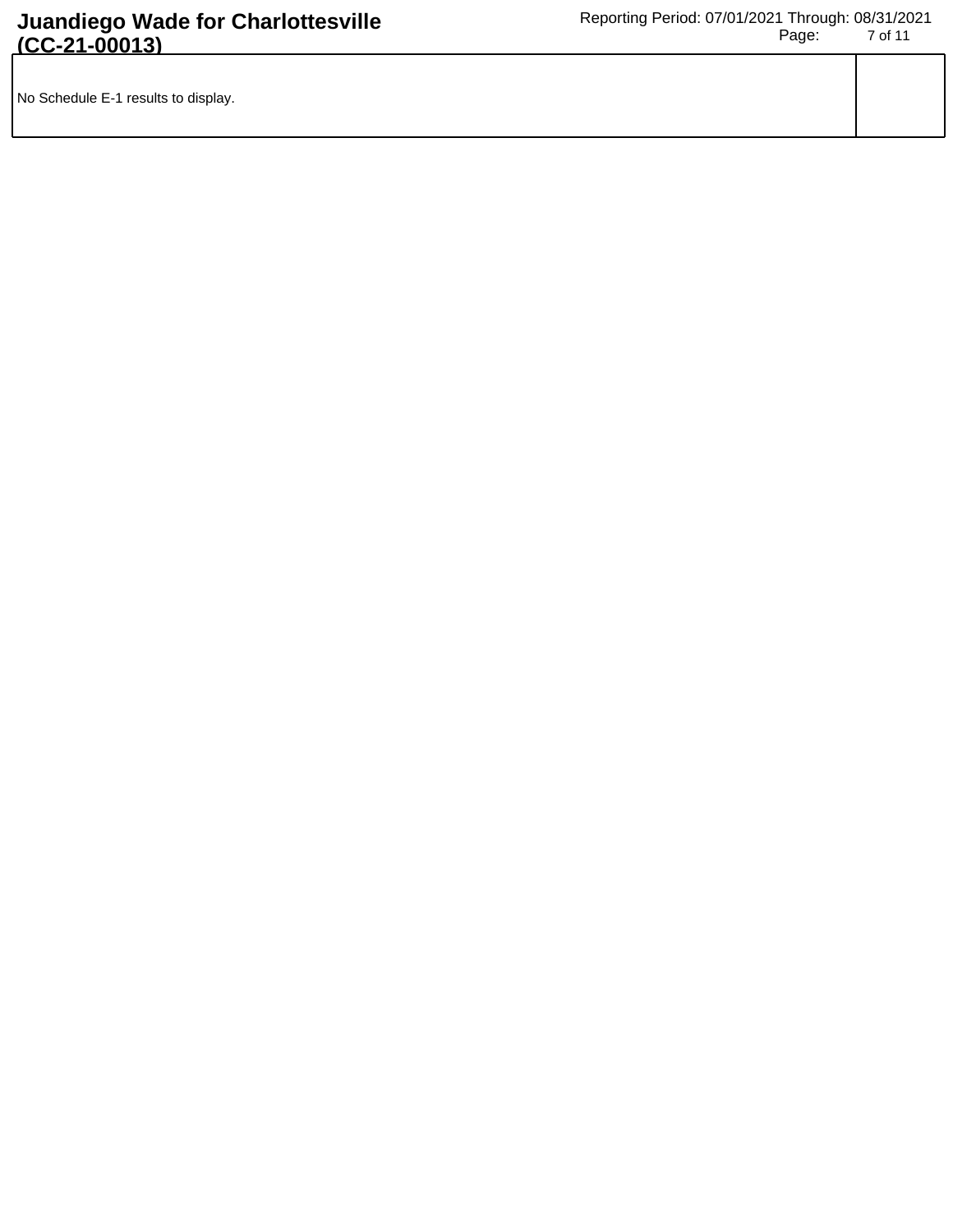| No Schedule E-1 results to display. | |
|---|---|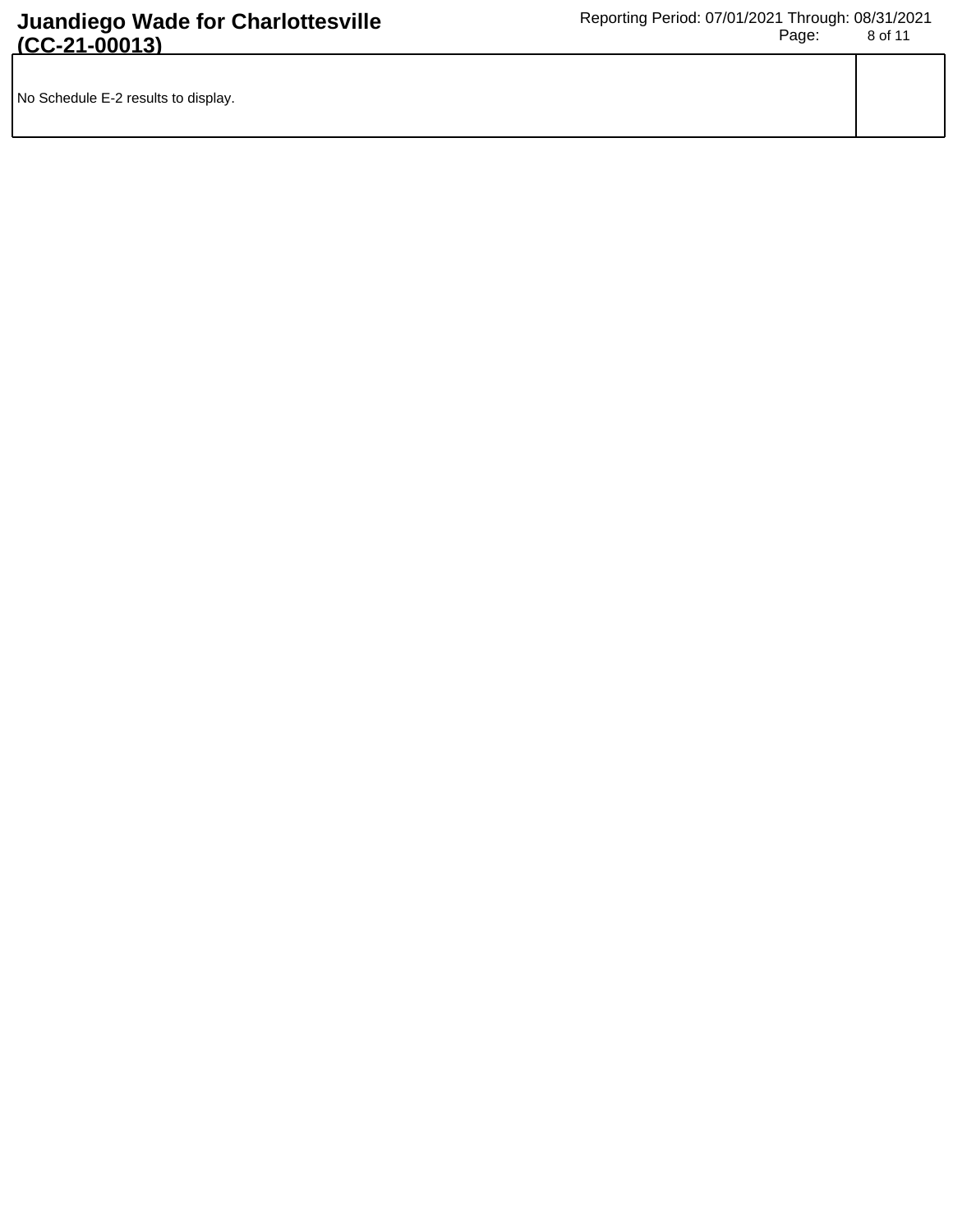No Schedule E-2 results to display.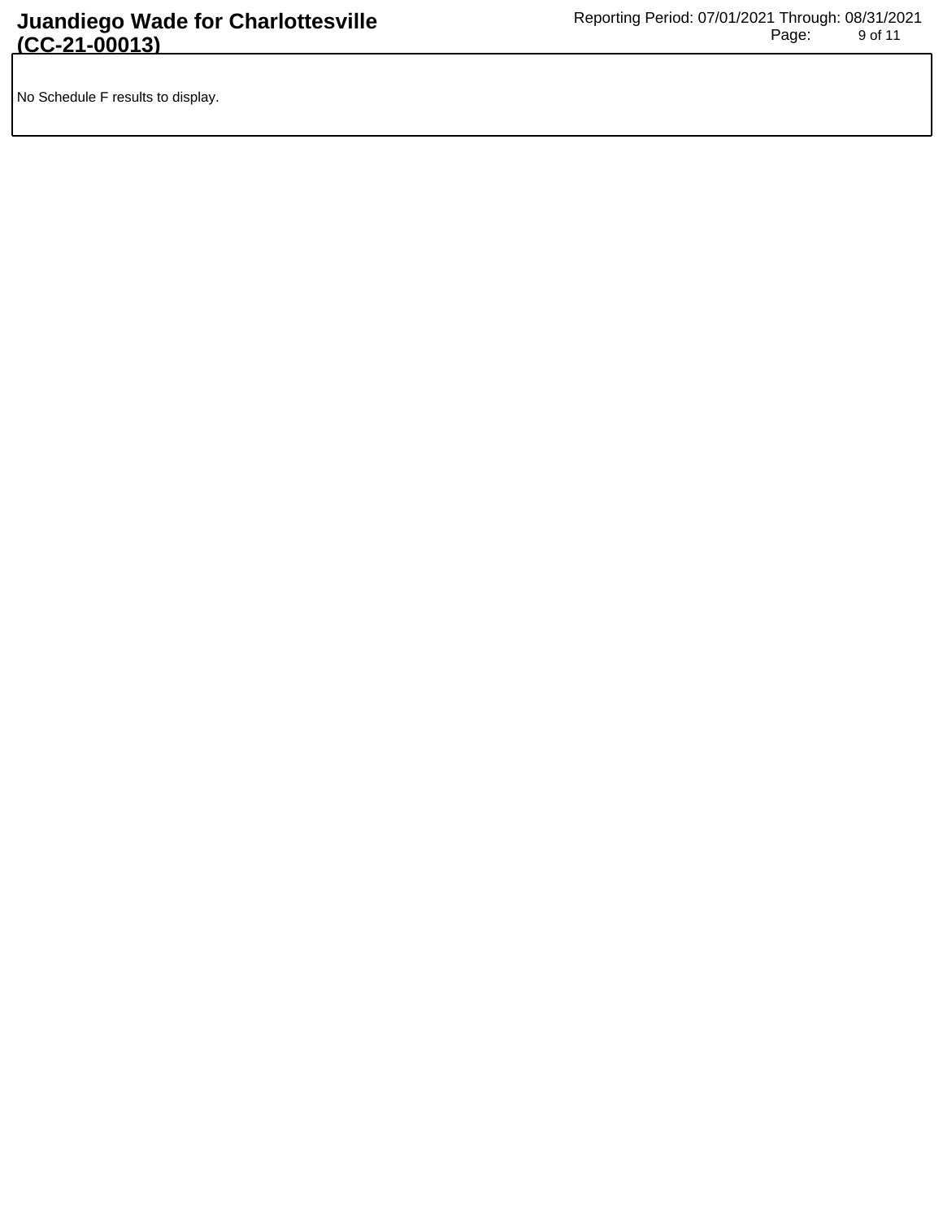No Schedule F results to display.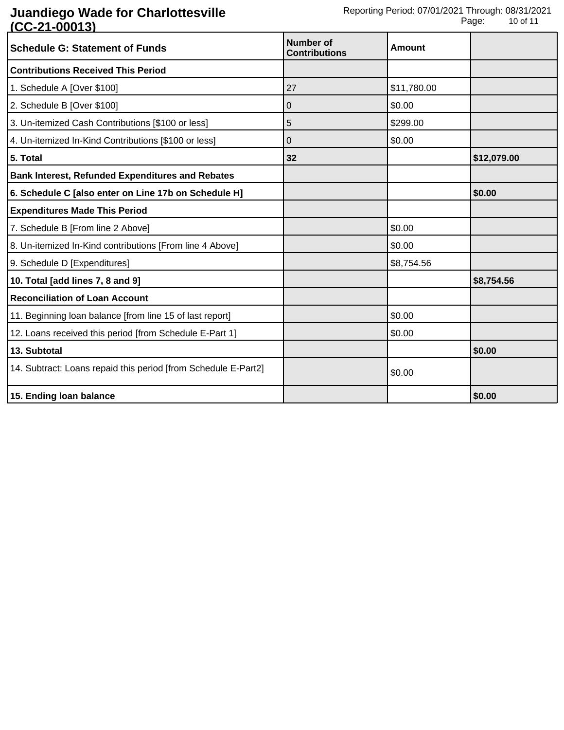# Juandiego Wade for Charlottesville (CC-21-00013)

Reporting Period: 07/01/2021 Through: 08/31/2021

| Schedule G: Statement of Funds | Number of Contributions | Amount | |
|---|---|---|---|
| **Contributions Received This Period** | | | |
| 1. Schedule A [Over $100] | 27 | $11,780.00 | |
| 2. Schedule B [Over $100] | 0 | $0.00 | |
| 3. Un-itemized Cash Contributions [$100 or less] | 5 | $299.00 | |
| 4. Un-itemized In-Kind Contributions [$100 or less] | 0 | $0.00 | |
| **5. Total** | **32** | | **$12,079.00** |
| **Bank Interest, Refunded Expenditures and Rebates** | | | |
| **6. Schedule C [also enter on Line 17b on Schedule H]** | | | **$0.00** |
| **Expenditures Made This Period** | | | |
| 7. Schedule B [From line 2 Above] | | $0.00 | |
| 8. Un-itemized In-Kind contributions [From line 4 Above] | | $0.00 | |
| 9. Schedule D [Expenditures] | | $8,754.56 | |
| **10. Total [add lines 7, 8 and 9]** | | | **$8,754.56** |
| **Reconciliation of Loan Account** | | | |
| 11. Beginning loan balance [from line 15 of last report] | | $0.00 | |
| 12. Loans received this period [from Schedule E-Part 1] | | $0.00 | |
| **13. Subtotal** | | | **$0.00** |
| 14. Subtract: Loans repaid this period [from Schedule E-Part2] | | $0.00 | |
| **15. Ending loan balance** | | | **$0.00** |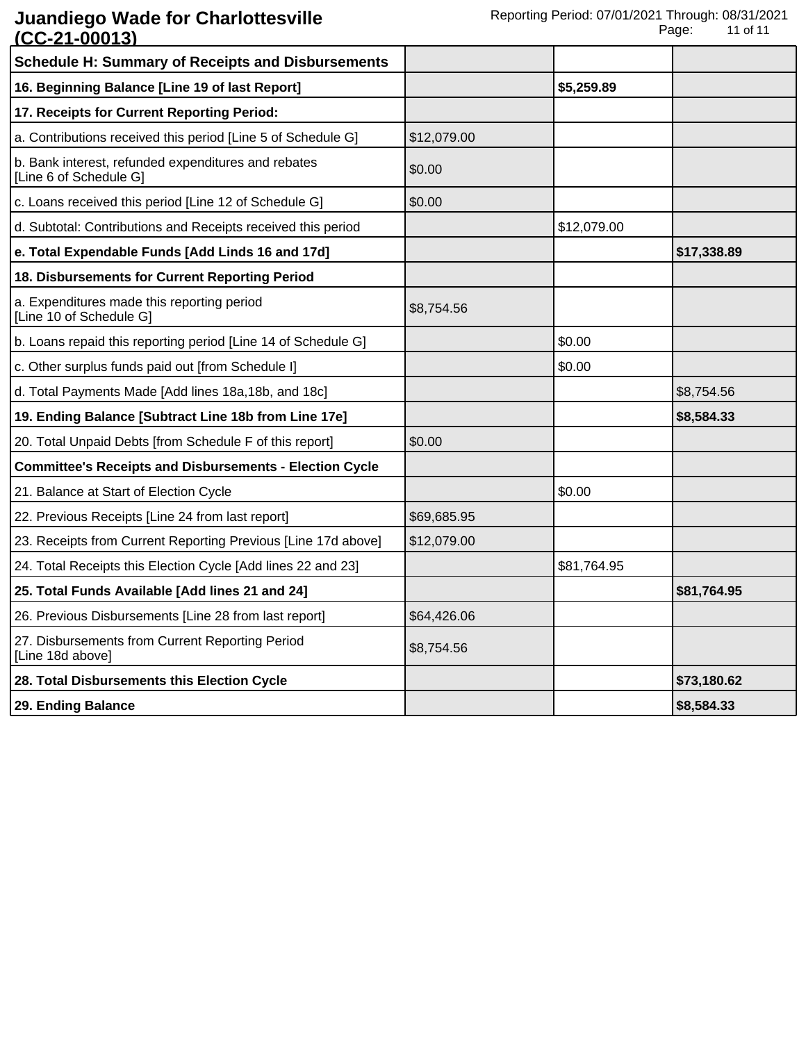# Juandiego Wade for Charlottesville (CC-21-00013)

Reporting Period: 07/01/2021 Through: 08/31/2021

| Schedule H: Summary of Receipts and Disbursements | | | |
|---|---|---|---|
| **16. Beginning Balance [Line 19 of last Report]** | | **$5,259.89** | |
| **17. Receipts for Current Reporting Period:** | | | |
| a. Contributions received this period [Line 5 of Schedule G] | $12,079.00 | | |
| b. Bank interest, refunded expenditures and rebates [Line 6 of Schedule G] | $0.00 | | |
| c. Loans received this period [Line 12 of Schedule G] | $0.00 | | |
| d. Subtotal: Contributions and Receipts received this period | | $12,079.00 | |
| **e. Total Expendable Funds [Add Linds 16 and 17d]** | | | **$17,338.89** |
| **18. Disbursements for Current Reporting Period** | | | |
| a. Expenditures made this reporting period [Line 10 of Schedule G] | $8,754.56 | | |
| b. Loans repaid this reporting period [Line 14 of Schedule G] | | $0.00 | |
| c. Other surplus funds paid out [from Schedule I] | | $0.00 | |
| d. Total Payments Made [Add lines 18a,18b, and 18c] | | | $8,754.56 |
| **19. Ending Balance [Subtract Line 18b from Line 17e]** | | | **$8,584.33** |
| 20. Total Unpaid Debts [from Schedule F of this report] | $0.00 | | |
| **Committee's Receipts and Disbursements - Election Cycle** | | | |
| 21. Balance at Start of Election Cycle | | $0.00 | |
| 22. Previous Receipts [Line 24 from last report] | $69,685.95 | | |
| 23. Receipts from Current Reporting Previous [Line 17d above] | $12,079.00 | | |
| 24. Total Receipts this Election Cycle [Add lines 22 and 23] | | $81,764.95 | |
| **25. Total Funds Available [Add lines 21 and 24]** | | | **$81,764.95** |
| 26. Previous Disbursements [Line 28 from last report] | $64,426.06 | | |
| 27. Disbursements from Current Reporting Period [Line 18d above] | $8,754.56 | | |
| **28. Total Disbursements this Election Cycle** | | | **$73,180.62** |
| **29. Ending Balance** | | | **$8,584.33** |